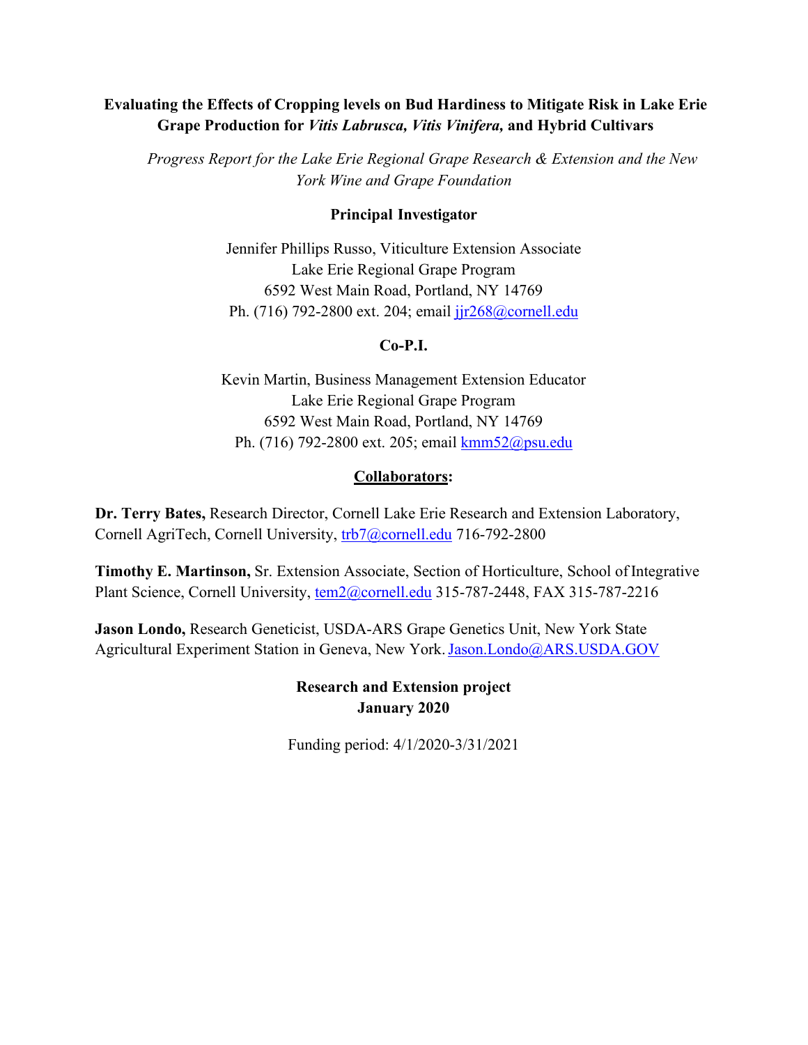# Evaluating the Effects of Cropping levels on Bud Hardiness to Mitigate Risk in Lake Erie Grape Production for *Vitis Labrusca, Vitis Vinifera,* and Hybrid Cultivars

*Progress Report for the Lake Erie Regional Grape Research & Extension and the New York Wine and Grape Foundation*

**Principal Investigator**

Jennifer Phillips Russo, Viticulture Extension Associate
Lake Erie Regional Grape Program
6592 West Main Road, Portland, NY 14769
Ph. (716) 792-2800 ext. 204; email jjr268@cornell.edu

**Co-P.I.**

Kevin Martin, Business Management Extension Educator
Lake Erie Regional Grape Program
6592 West Main Road, Portland, NY 14769
Ph. (716) 792-2800 ext. 205; email kmm52@psu.edu

**Collaborators:**

**Dr. Terry Bates,** Research Director, Cornell Lake Erie Research and Extension Laboratory, Cornell AgriTech, Cornell University, trb7@cornell.edu 716-792-2800

**Timothy E. Martinson,** Sr. Extension Associate, Section of Horticulture, School of Integrative Plant Science, Cornell University, tem2@cornell.edu 315-787-2448, FAX 315-787-2216

**Jason Londo,** Research Geneticist, USDA-ARS Grape Genetics Unit, New York State Agricultural Experiment Station in Geneva, New York. Jason.Londo@ARS.USDA.GOV

**Research and Extension project**
**January 2020**

Funding period: 4/1/2020-3/31/2021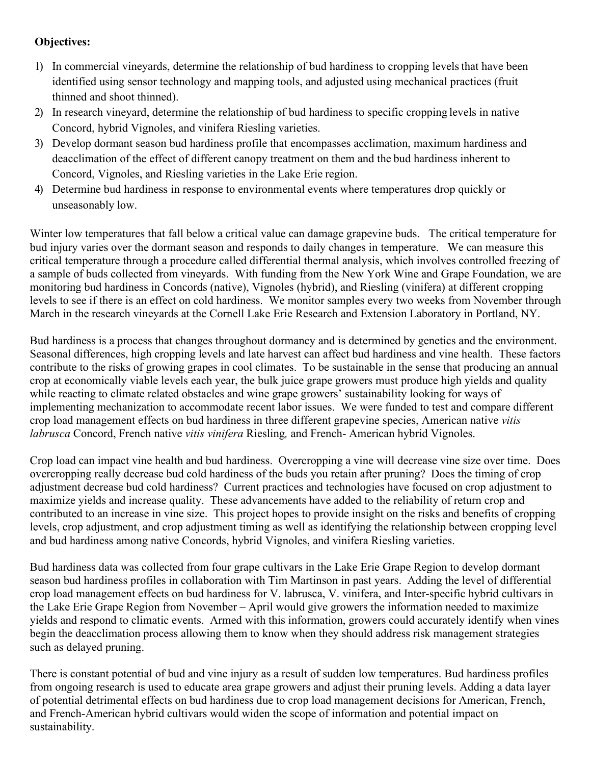**Objectives:**

1) In commercial vineyards, determine the relationship of bud hardiness to cropping levels that have been identified using sensor technology and mapping tools, and adjusted using mechanical practices (fruit thinned and shoot thinned).
2) In research vineyard, determine the relationship of bud hardiness to specific cropping levels in native Concord, hybrid Vignoles, and vinifera Riesling varieties.
3) Develop dormant season bud hardiness profile that encompasses acclimation, maximum hardiness and deacclimation of the effect of different canopy treatment on them and the bud hardiness inherent to Concord, Vignoles, and Riesling varieties in the Lake Erie region.
4) Determine bud hardiness in response to environmental events where temperatures drop quickly or unseasonably low.

Winter low temperatures that fall below a critical value can damage grapevine buds. The critical temperature for bud injury varies over the dormant season and responds to daily changes in temperature. We can measure this critical temperature through a procedure called differential thermal analysis, which involves controlled freezing of a sample of buds collected from vineyards. With funding from the New York Wine and Grape Foundation, we are monitoring bud hardiness in Concords (native), Vignoles (hybrid), and Riesling (vinifera) at different cropping levels to see if there is an effect on cold hardiness. We monitor samples every two weeks from November through March in the research vineyards at the Cornell Lake Erie Research and Extension Laboratory in Portland, NY.

Bud hardiness is a process that changes throughout dormancy and is determined by genetics and the environment. Seasonal differences, high cropping levels and late harvest can affect bud hardiness and vine health. These factors contribute to the risks of growing grapes in cool climates. To be sustainable in the sense that producing an annual crop at economically viable levels each year, the bulk juice grape growers must produce high yields and quality while reacting to climate related obstacles and wine grape growers' sustainability looking for ways of implementing mechanization to accommodate recent labor issues. We were funded to test and compare different crop load management effects on bud hardiness in three different grapevine species, American native *vitis labrusca* Concord, French native *vitis vinifera* Riesling*,* and French- American hybrid Vignoles.

Crop load can impact vine health and bud hardiness. Overcropping a vine will decrease vine size over time. Does overcropping really decrease bud cold hardiness of the buds you retain after pruning? Does the timing of crop adjustment decrease bud cold hardiness? Current practices and technologies have focused on crop adjustment to maximize yields and increase quality. These advancements have added to the reliability of return crop and contributed to an increase in vine size. This project hopes to provide insight on the risks and benefits of cropping levels, crop adjustment, and crop adjustment timing as well as identifying the relationship between cropping level and bud hardiness among native Concords, hybrid Vignoles, and vinifera Riesling varieties.

Bud hardiness data was collected from four grape cultivars in the Lake Erie Grape Region to develop dormant season bud hardiness profiles in collaboration with Tim Martinson in past years. Adding the level of differential crop load management effects on bud hardiness for V. labrusca, V. vinifera, and Inter-specific hybrid cultivars in the Lake Erie Grape Region from November – April would give growers the information needed to maximize yields and respond to climatic events. Armed with this information, growers could accurately identify when vines begin the deacclimation process allowing them to know when they should address risk management strategies such as delayed pruning.

There is constant potential of bud and vine injury as a result of sudden low temperatures. Bud hardiness profiles from ongoing research is used to educate area grape growers and adjust their pruning levels. Adding a data layer of potential detrimental effects on bud hardiness due to crop load management decisions for American, French, and French-American hybrid cultivars would widen the scope of information and potential impact on sustainability.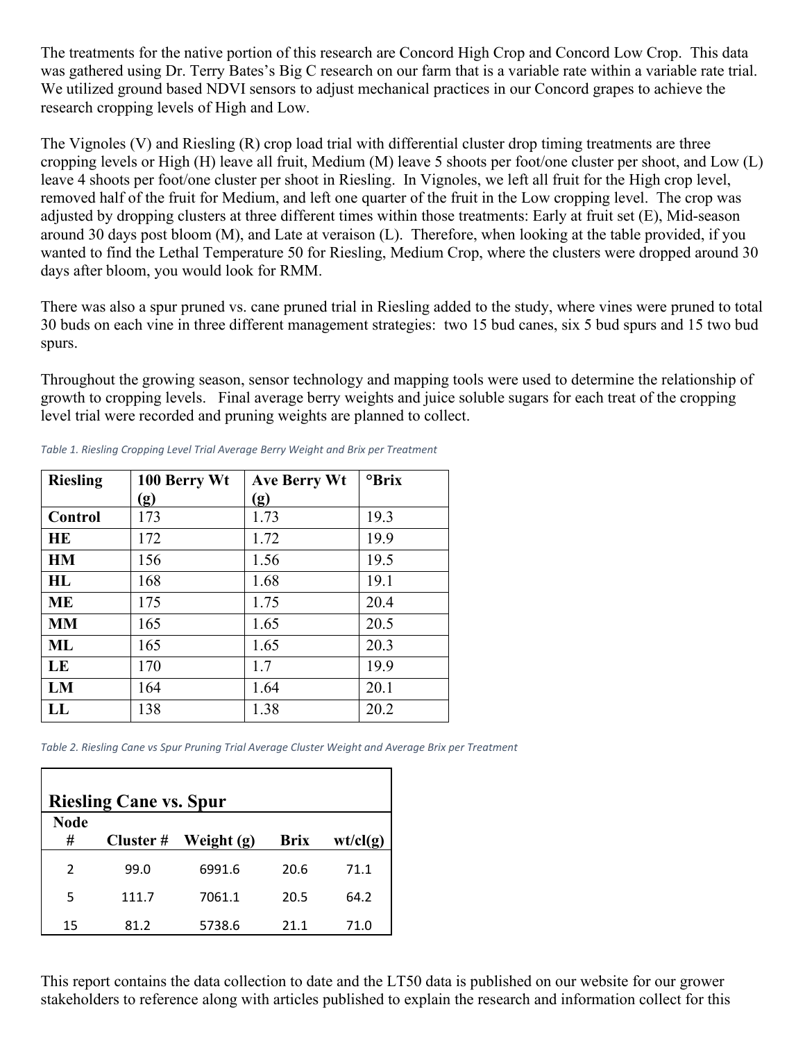The treatments for the native portion of this research are Concord High Crop and Concord Low Crop. This data was gathered using Dr. Terry Bates's Big C research on our farm that is a variable rate within a variable rate trial. We utilized ground based NDVI sensors to adjust mechanical practices in our Concord grapes to achieve the research cropping levels of High and Low.

The Vignoles (V) and Riesling (R) crop load trial with differential cluster drop timing treatments are three cropping levels or High (H) leave all fruit, Medium (M) leave 5 shoots per foot/one cluster per shoot, and Low (L) leave 4 shoots per foot/one cluster per shoot in Riesling. In Vignoles, we left all fruit for the High crop level, removed half of the fruit for Medium, and left one quarter of the fruit in the Low cropping level. The crop was adjusted by dropping clusters at three different times within those treatments: Early at fruit set (E), Mid-season around 30 days post bloom (M), and Late at veraison (L). Therefore, when looking at the table provided, if you wanted to find the Lethal Temperature 50 for Riesling, Medium Crop, where the clusters were dropped around 30 days after bloom, you would look for RMM.

There was also a spur pruned vs. cane pruned trial in Riesling added to the study, where vines were pruned to total 30 buds on each vine in three different management strategies: two 15 bud canes, six 5 bud spurs and 15 two bud spurs.

Throughout the growing season, sensor technology and mapping tools were used to determine the relationship of growth to cropping levels. Final average berry weights and juice soluble sugars for each treat of the cropping level trial were recorded and pruning weights are planned to collect.

*Table 1. Riesling Cropping Level Trial Average Berry Weight and Brix per Treatment*

| Riesling | 100 Berry Wt (g) | Ave Berry Wt (g) | °Brix |
|---|---|---|---|
| **Control** | 173 | 1.73 | 19.3 |
| **HE** | 172 | 1.72 | 19.9 |
| **HM** | 156 | 1.56 | 19.5 |
| **HL** | 168 | 1.68 | 19.1 |
| **ME** | 175 | 1.75 | 20.4 |
| **MM** | 165 | 1.65 | 20.5 |
| **ML** | 165 | 1.65 | 20.3 |
| **LE** | 170 | 1.7 | 19.9 |
| **LM** | 164 | 1.64 | 20.1 |
| **LL** | 138 | 1.38 | 20.2 |

*Table 2. Riesling Cane vs Spur Pruning Trial Average Cluster Weight and Average Brix per Treatment*

| Riesling Cane vs. Spur | | | | |
|---|---|---|---|---|
| **Node #** | **Cluster #** | **Weight (g)** | **Brix** | **wt/cl(g)** |
| 2 | 99.0 | 6991.6 | 20.6 | 71.1 |
| 5 | 111.7 | 7061.1 | 20.5 | 64.2 |
| 15 | 81.2 | 5738.6 | 21.1 | 71.0 |

This report contains the data collection to date and the LT50 data is published on our website for our grower stakeholders to reference along with articles published to explain the research and information collect for this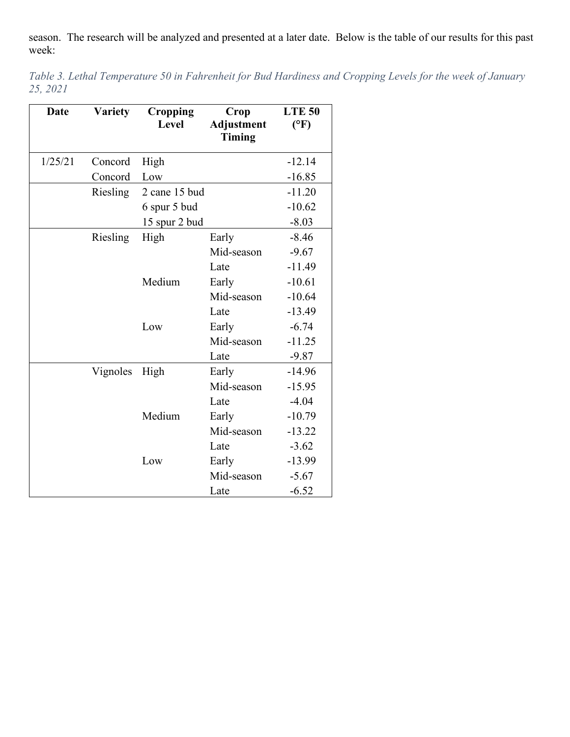season. The research will be analyzed and presented at a later date. Below is the table of our results for this past week:

*Table 3. Lethal Temperature 50 in Fahrenheit for Bud Hardiness and Cropping Levels for the week of January 25, 2021*

| Date | Variety | Cropping Level | Crop Adjustment Timing | LTE 50 (°F) |
|---|---|---|---|---|
| 1/25/21 | Concord | High | | -12.14 |
| | Concord | Low | | -16.85 |
| | Riesling | 2 cane 15 bud | | -11.20 |
| | | 6 spur 5 bud | | -10.62 |
| | | 15 spur 2 bud | | -8.03 |
| | Riesling | High | Early | -8.46 |
| | | | Mid-season | -9.67 |
| | | | Late | -11.49 |
| | | Medium | Early | -10.61 |
| | | | Mid-season | -10.64 |
| | | | Late | -13.49 |
| | | Low | Early | -6.74 |
| | | | Mid-season | -11.25 |
| | | | Late | -9.87 |
| | Vignoles | High | Early | -14.96 |
| | | | Mid-season | -15.95 |
| | | | Late | -4.04 |
| | | Medium | Early | -10.79 |
| | | | Mid-season | -13.22 |
| | | | Late | -3.62 |
| | | Low | Early | -13.99 |
| | | | Mid-season | -5.67 |
| | | | Late | -6.52 |